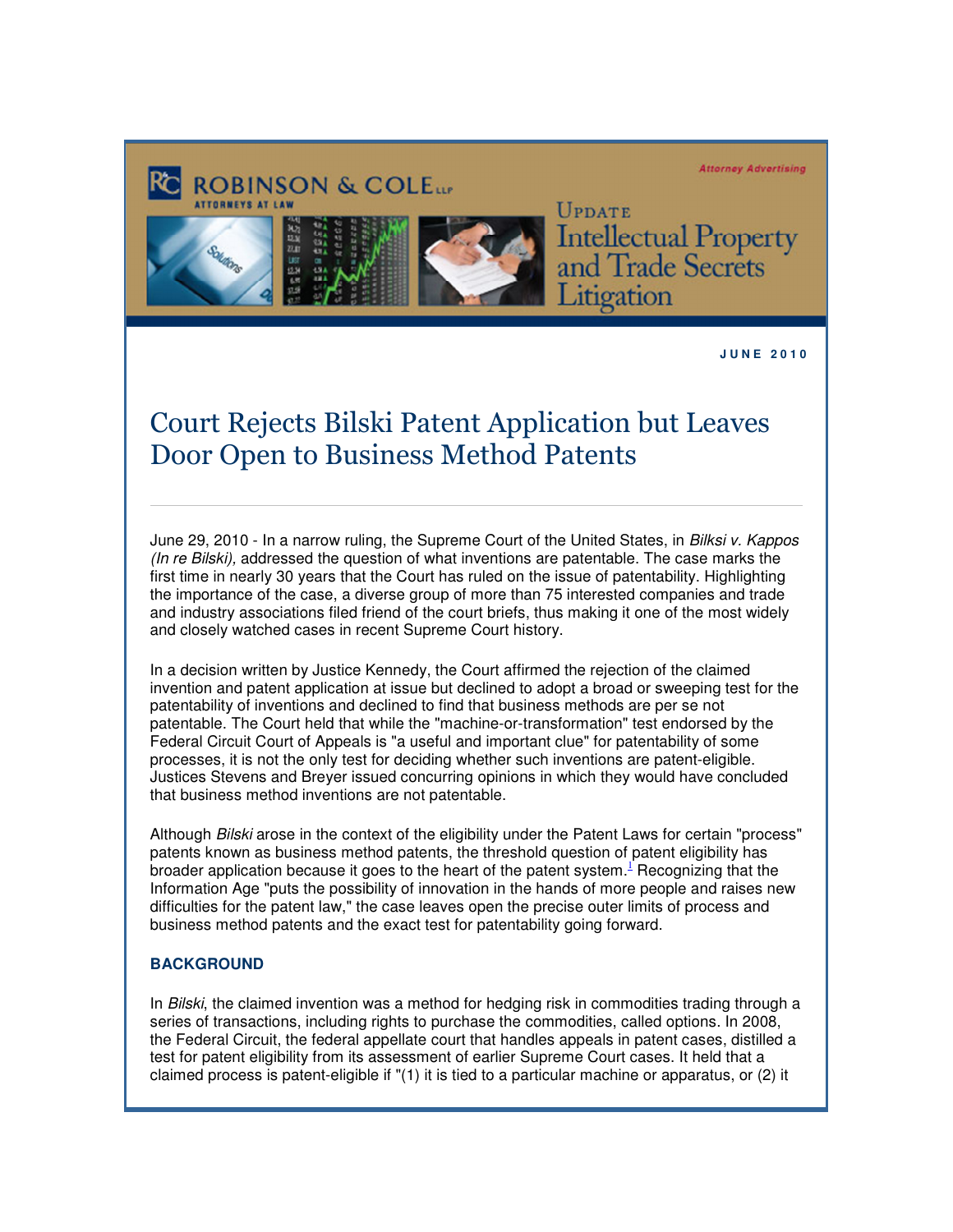Attorney Advertising

ROBINSON & COLE LLP
ATTORNEYS AT LAW

UPDATE
Intellectual Property and Trade Secrets Litigation

**JUNE 2010**

# Court Rejects Bilski Patent Application but Leaves Door Open to Business Method Patents

June 29, 2010 - In a narrow ruling, the Supreme Court of the United States, in *Bilksi v. Kappos (In re Bilski),* addressed the question of what inventions are patentable. The case marks the first time in nearly 30 years that the Court has ruled on the issue of patentability. Highlighting the importance of the case, a diverse group of more than 75 interested companies and trade and industry associations filed friend of the court briefs, thus making it one of the most widely and closely watched cases in recent Supreme Court history.

In a decision written by Justice Kennedy, the Court affirmed the rejection of the claimed invention and patent application at issue but declined to adopt a broad or sweeping test for the patentability of inventions and declined to find that business methods are per se not patentable. The Court held that while the "machine-or-transformation" test endorsed by the Federal Circuit Court of Appeals is "a useful and important clue" for patentability of some processes, it is not the only test for deciding whether such inventions are patent-eligible. Justices Stevens and Breyer issued concurring opinions in which they would have concluded that business method inventions are not patentable.

Although *Bilski* arose in the context of the eligibility under the Patent Laws for certain "process" patents known as business method patents, the threshold question of patent eligibility has broader application because it goes to the heart of the patent system.[1] Recognizing that the Information Age "puts the possibility of innovation in the hands of more people and raises new difficulties for the patent law," the case leaves open the precise outer limits of process and business method patents and the exact test for patentability going forward.

### BACKGROUND

In *Bilski*, the claimed invention was a method for hedging risk in commodities trading through a series of transactions, including rights to purchase the commodities, called options. In 2008, the Federal Circuit, the federal appellate court that handles appeals in patent cases, distilled a test for patent eligibility from its assessment of earlier Supreme Court cases. It held that a claimed process is patent-eligible if "(1) it is tied to a particular machine or apparatus, or (2) it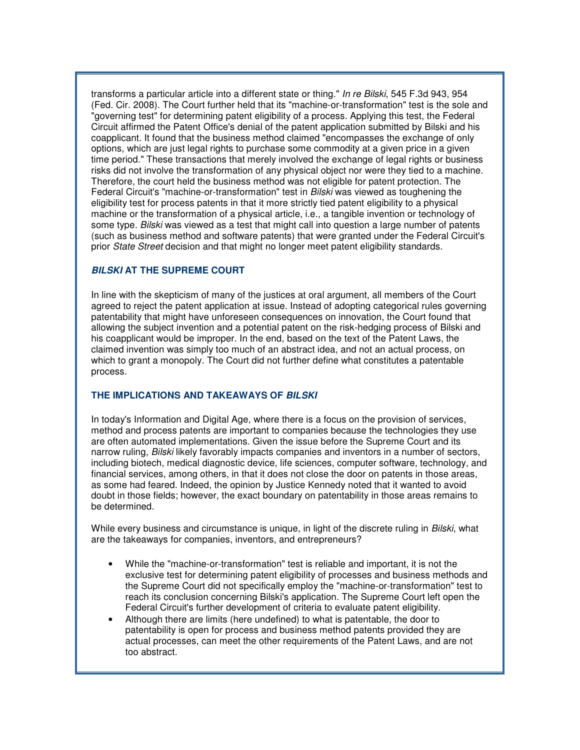transforms a particular article into a different state or thing." *In re Bilski*, 545 F.3d 943, 954 (Fed. Cir. 2008). The Court further held that its "machine-or-transformation" test is the sole and "governing test" for determining patent eligibility of a process. Applying this test, the Federal Circuit affirmed the Patent Office's denial of the patent application submitted by Bilski and his coapplicant. It found that the business method claimed "encompasses the exchange of only options, which are just legal rights to purchase some commodity at a given price in a given time period." These transactions that merely involved the exchange of legal rights or business risks did not involve the transformation of any physical object nor were they tied to a machine. Therefore, the court held the business method was not eligible for patent protection. The Federal Circuit's "machine-or-transformation" test in *Bilski* was viewed as toughening the eligibility test for process patents in that it more strictly tied patent eligibility to a physical machine or the transformation of a physical article, i.e., a tangible invention or technology of some type. *Bilski* was viewed as a test that might call into question a large number of patents (such as business method and software patents) that were granted under the Federal Circuit's prior *State Street* decision and that might no longer meet patent eligibility standards.

### ***BILSKI* AT THE SUPREME COURT**

In line with the skepticism of many of the justices at oral argument, all members of the Court agreed to reject the patent application at issue. Instead of adopting categorical rules governing patentability that might have unforeseen consequences on innovation, the Court found that allowing the subject invention and a potential patent on the risk-hedging process of Bilski and his coapplicant would be improper. In the end, based on the text of the Patent Laws, the claimed invention was simply too much of an abstract idea, and not an actual process, on which to grant a monopoly. The Court did not further define what constitutes a patentable process.

### **THE IMPLICATIONS AND TAKEAWAYS OF *BILSKI***

In today's Information and Digital Age, where there is a focus on the provision of services, method and process patents are important to companies because the technologies they use are often automated implementations. Given the issue before the Supreme Court and its narrow ruling, *Bilski* likely favorably impacts companies and inventors in a number of sectors, including biotech, medical diagnostic device, life sciences, computer software, technology, and financial services, among others, in that it does not close the door on patents in those areas, as some had feared. Indeed, the opinion by Justice Kennedy noted that it wanted to avoid doubt in those fields; however, the exact boundary on patentability in those areas remains to be determined.

While every business and circumstance is unique, in light of the discrete ruling in *Bilski*, what are the takeaways for companies, inventors, and entrepreneurs?

- While the "machine-or-transformation" test is reliable and important, it is not the exclusive test for determining patent eligibility of processes and business methods and the Supreme Court did not specifically employ the "machine-or-transformation" test to reach its conclusion concerning Bilski's application. The Supreme Court left open the Federal Circuit's further development of criteria to evaluate patent eligibility.
- Although there are limits (here undefined) to what is patentable, the door to patentability is open for process and business method patents provided they are actual processes, can meet the other requirements of the Patent Laws, and are not too abstract.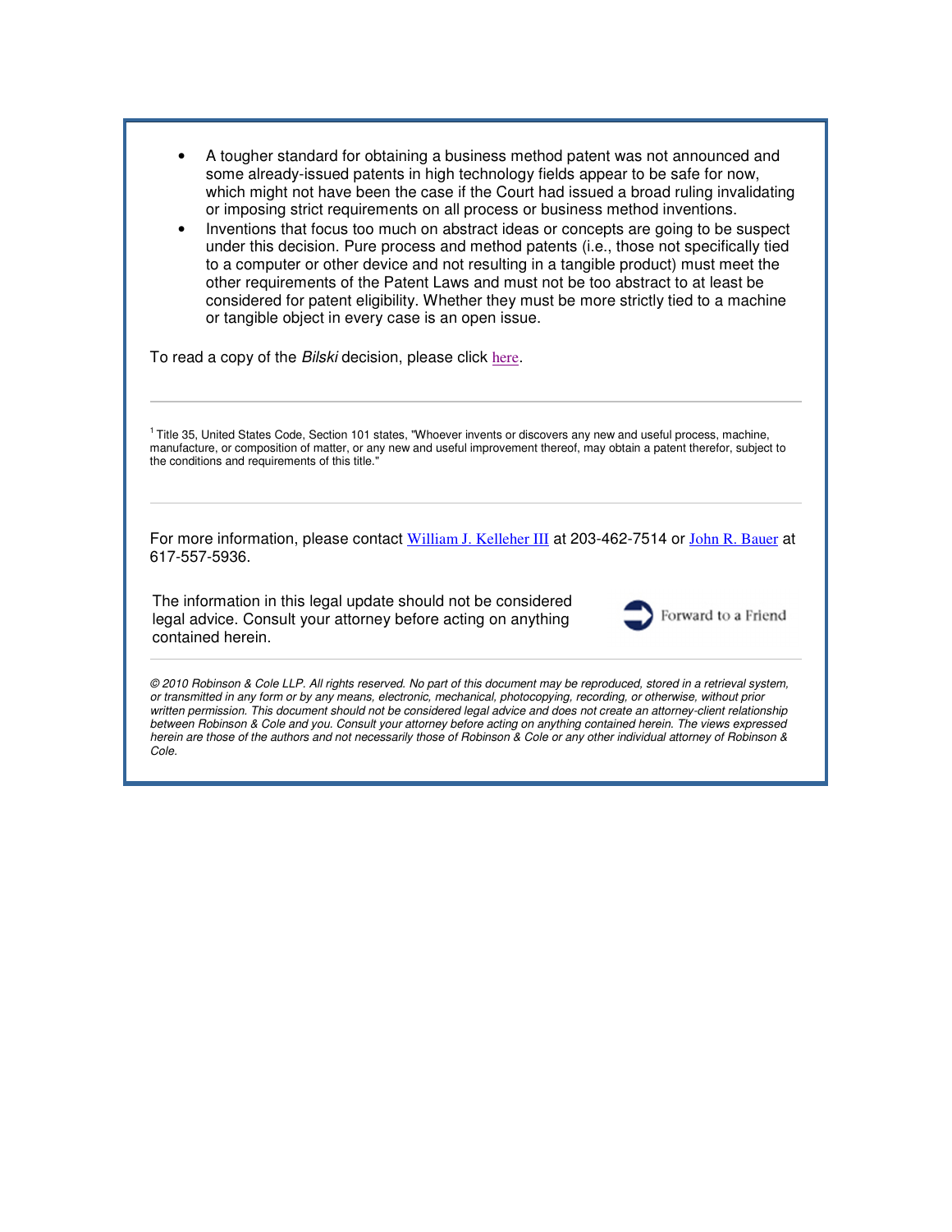- A tougher standard for obtaining a business method patent was not announced and some already-issued patents in high technology fields appear to be safe for now, which might not have been the case if the Court had issued a broad ruling invalidating or imposing strict requirements on all process or business method inventions.
- Inventions that focus too much on abstract ideas or concepts are going to be suspect under this decision. Pure process and method patents (i.e., those not specifically tied to a computer or other device and not resulting in a tangible product) must meet the other requirements of the Patent Laws and must not be too abstract to at least be considered for patent eligibility. Whether they must be more strictly tied to a machine or tangible object in every case is an open issue.

To read a copy of the *Bilski* decision, please click here.

---

[1] Title 35, United States Code, Section 101 states, "Whoever invents or discovers any new and useful process, machine, manufacture, or composition of matter, or any new and useful improvement thereof, may obtain a patent therefor, subject to the conditions and requirements of this title."

---

For more information, please contact William J. Kelleher III at 203-462-7514 or John R. Bauer at 617-557-5936.

The information in this legal update should not be considered legal advice. Consult your attorney before acting on anything contained herein.

Forward to a Friend

---

*© 2010 Robinson & Cole LLP. All rights reserved. No part of this document may be reproduced, stored in a retrieval system, or transmitted in any form or by any means, electronic, mechanical, photocopying, recording, or otherwise, without prior written permission. This document should not be considered legal advice and does not create an attorney-client relationship between Robinson & Cole and you. Consult your attorney before acting on anything contained herein. The views expressed herein are those of the authors and not necessarily those of Robinson & Cole or any other individual attorney of Robinson & Cole.*